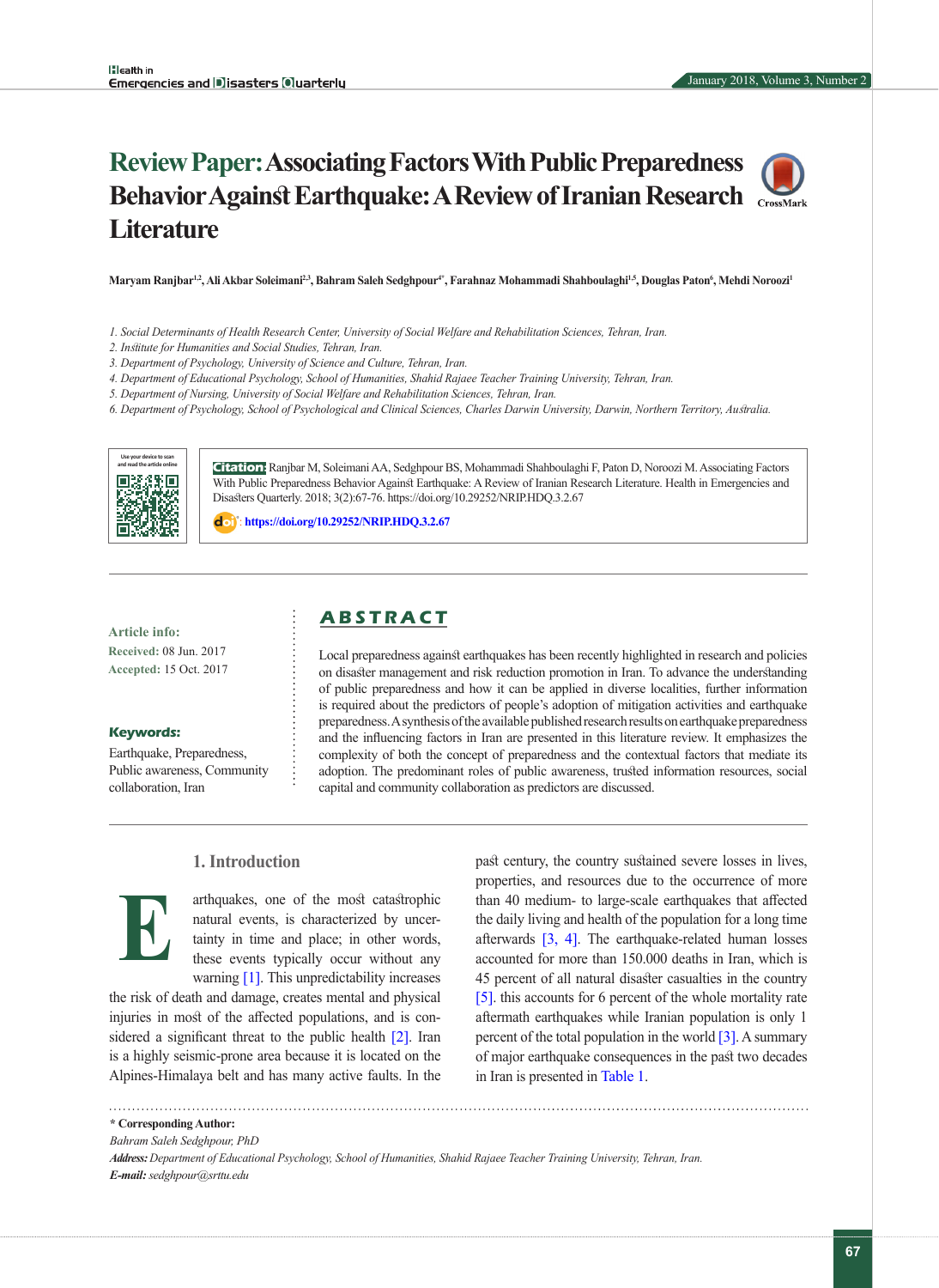# Review Paper: Associating Factors With Public Preparedness Behavior Against Earthquake: A Review of Iranian Research Literature

**Maryam Ranjbar[1,2], Ali Akbar Soleimani[2,3], Bahram Saleh Sedghpour[4*], Farahnaz Mohammadi Shahboulaghi[1,5], Douglas Paton[6], Mehdi Noroozi[1]**

*1. Social Determinants of Health Research Center, University of Social Welfare and Rehabilitation Sciences, Tehran, Iran.*
*2. Institute for Humanities and Social Studies, Tehran, Iran.*
*3. Department of Psychology, University of Science and Culture, Tehran, Iran.*
*4. Department of Educational Psychology, School of Humanities, Shahid Rajaee Teacher Training University, Tehran, Iran.*
*5. Department of Nursing, University of Social Welfare and Rehabilitation Sciences, Tehran, Iran.*
*6. Department of Psychology, School of Psychological and Clinical Sciences, Charles Darwin University, Darwin, Northern Territory, Australia.*

**Citation:** Ranjbar M, Soleimani AA, Sedghpour BS, Mohammadi Shahboulaghi F, Paton D, Noroozi M. Associating Factors With Public Preparedness Behavior Against Earthquake: A Review of Iranian Research Literature. Health in Emergencies and Disasters Quarterly. 2018; 3(2):67-76. https://doi.org/10.29252/NRIP.HDQ.3.2.67

https://doi.org/10.29252/NRIP.HDQ.3.2.67

**Article info:**
**Received:** 08 Jun. 2017
**Accepted:** 15 Oct. 2017

**Keywords:**
Earthquake, Preparedness, Public awareness, Community collaboration, Iran

## ABSTRACT

Local preparedness against earthquakes has been recently highlighted in research and policies on disaster management and risk reduction promotion in Iran. To advance the understanding of public preparedness and how it can be applied in diverse localities, further information is required about the predictors of people's adoption of mitigation activities and earthquake preparedness. A synthesis of the available published research results on earthquake preparedness and the influencing factors in Iran are presented in this literature review. It emphasizes the complexity of both the concept of preparedness and the contextual factors that mediate its adoption. The predominant roles of public awareness, trusted information resources, social capital and community collaboration as predictors are discussed.

## 1. Introduction

Earthquakes, one of the most catastrophic natural events, is characterized by uncertainty in time and place; in other words, these events typically occur without any warning [1]. This unpredictability increases the risk of death and damage, creates mental and physical injuries in most of the affected populations, and is considered a significant threat to the public health [2]. Iran is a highly seismic-prone area because it is located on the Alpines-Himalaya belt and has many active faults. In the past century, the country sustained severe losses in lives, properties, and resources due to the occurrence of more than 40 medium- to large-scale earthquakes that affected the daily living and health of the population for a long time afterwards [3, 4]. The earthquake-related human losses accounted for more than 150.000 deaths in Iran, which is 45 percent of all natural disaster casualties in the country [5]. this accounts for 6 percent of the whole mortality rate aftermath earthquakes while Iranian population is only 1 percent of the total population in the world [3]. A summary of major earthquake consequences in the past two decades in Iran is presented in Table 1.

**\* Corresponding Author:**
*Bahram Saleh Sedghpour, PhD*
***Address:** Department of Educational Psychology, School of Humanities, Shahid Rajaee Teacher Training University, Tehran, Iran.*
***E-mail:** sedghpour@srttu.edu*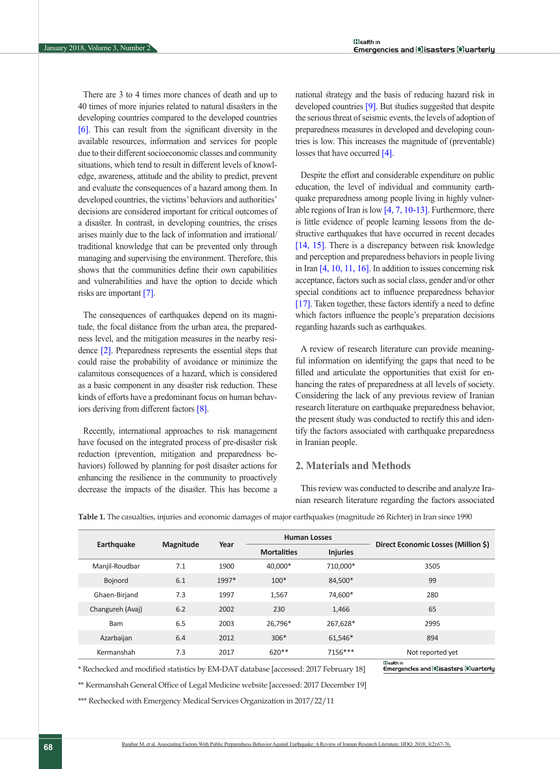There are 3 to 4 times more chances of death and up to 40 times of more injuries related to natural disasters in the developing countries compared to the developed countries [6]. This can result from the significant diversity in the available resources, information and services for people due to their different socioeconomic classes and community situations, which tend to result in different levels of knowledge, awareness, attitude and the ability to predict, prevent and evaluate the consequences of a hazard among them. In developed countries, the victims' behaviors and authorities' decisions are considered important for critical outcomes of a disaster. In contrast, in developing countries, the crises arises mainly due to the lack of information and irrational/traditional knowledge that can be prevented only through managing and supervising the environment. Therefore, this shows that the communities define their own capabilities and vulnerabilities and have the option to decide which risks are important [7].

The consequences of earthquakes depend on its magnitude, the focal distance from the urban area, the preparedness level, and the mitigation measures in the nearby residence [2]. Preparedness represents the essential steps that could raise the probability of avoidance or minimize the calamitous consequences of a hazard, which is considered as a basic component in any disaster risk reduction. These kinds of efforts have a predominant focus on human behaviors deriving from different factors [8].

Recently, international approaches to risk management have focused on the integrated process of pre-disaster risk reduction (prevention, mitigation and preparedness behaviors) followed by planning for post disaster actions for enhancing the resilience in the community to proactively decrease the impacts of the disaster. This has become a national strategy and the basis of reducing hazard risk in developed countries [9]. But studies suggested that despite the serious threat of seismic events, the levels of adoption of preparedness measures in developed and developing countries is low. This increases the magnitude of (preventable) losses that have occurred [4].

Despite the effort and considerable expenditure on public education, the level of individual and community earthquake preparedness among people living in highly vulnerable regions of Iran is low [4, 7, 10-13]. Furthermore, there is little evidence of people learning lessons from the destructive earthquakes that have occurred in recent decades [14, 15]. There is a discrepancy between risk knowledge and perception and preparedness behaviors in people living in Iran [4, 10, 11, 16]. In addition to issues concerning risk acceptance, factors such as social class, gender and/or other special conditions act to influence preparedness behavior [17]. Taken together, these factors identify a need to define which factors influence the people's preparation decisions regarding hazards such as earthquakes.

A review of research literature can provide meaningful information on identifying the gaps that need to be filled and articulate the opportunities that exist for enhancing the rates of preparedness at all levels of society. Considering the lack of any previous review of Iranian research literature on earthquake preparedness behavior, the present study was conducted to rectify this and identify the factors associated with earthquake preparedness in Iranian people.

## 2. Materials and Methods

This review was conducted to describe and analyze Iranian research literature regarding the factors associated

**Table 1.** The casualties, injuries and economic damages of major earthquakes (magnitude ≥6 Richter) in Iran since 1990

| Earthquake | Magnitude | Year | Human Losses | | Direct Economic Losses (Million $) |
|---|---|---|---|---|---|
| | | | Mortalities | Injuries | |
| Manjil-Roudbar | 7.1 | 1900 | 40,000* | 710,000* | 3505 |
| Bojnord | 6.1 | 1997* | 100* | 84,500* | 99 |
| Ghaen-Birjand | 7.3 | 1997 | 1,567 | 74,600* | 280 |
| Changureh (Avaj) | 6.2 | 2002 | 230 | 1,466 | 65 |
| Bam | 6.5 | 2003 | 26,796* | 267,628* | 2995 |
| Azarbaijan | 6.4 | 2012 | 306* | 61,546* | 894 |
| Kermanshah | 7.3 | 2017 | 620** | 7156*** | Not reported yet |

\* Rechecked and modified statistics by EM-DAT database [accessed: 2017 February 18]

\** Kermanshah General Office of Legal Medicine website [accessed: 2017 December 19]

\*** Rechecked with Emergency Medical Services Organization in 2017/22/11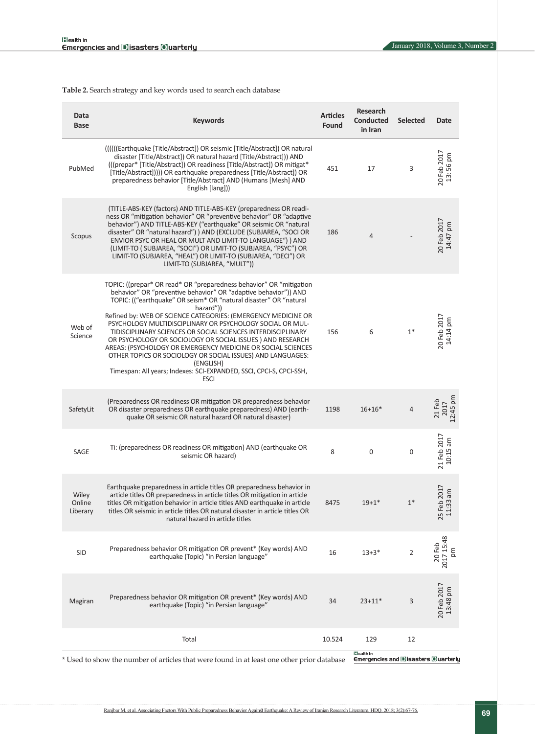**Table 2.** Search strategy and key words used to search each database

| Data Base | Keywords | Articles Found | Research Conducted in Iran | Selected | Date |
|---|---|---|---|---|---|
| PubMed | ((((((Earthquake [Title/Abstract]) OR seismic [Title/Abstract]) OR natural disaster [Title/Abstract]) OR natural hazard [Title/Abstract])) AND (((prepar* [Title/Abstract]) OR readiness [Title/Abstract]) OR mitigat* [Title/Abstract])))) OR earthquake preparedness [Title/Abstract]) OR preparedness behavior [Title/Abstract] AND (Humans [Mesh] AND English [lang])) | 451 | 17 | 3 | 20 Feb 2017 13: 56 pm |
| Scopus | (TITLE-ABS-KEY (factors) AND TITLE-ABS-KEY (preparedness OR readiness OR "mitigation behavior" OR "preventive behavior" OR "adaptive behavior") AND TITLE-ABS-KEY ("earthquake" OR seismic OR "natural disaster" OR "natural hazard") ) AND (EXCLUDE (SUBJAREA, "SOCI OR ENVIOR PSYC OR HEAL OR MULT AND LIMIT-TO LANGUAGE") ) AND (LIMIT-TO ( SUBJAREA, "SOCI") OR LIMIT-TO (SUBJAREA, "PSYC") OR LIMIT-TO (SUBJAREA, "HEAL") OR LIMIT-TO (SUBJAREA, "DECI") OR LIMIT-TO (SUBJAREA, "MULT")) | 186 | 4 | - | 20 Feb 2017 14:47 pm |
| Web of Science | TOPIC: ((prepar* OR read* OR "preparedness behavior" OR "mitigation behavior" OR "preventive behavior" OR "adaptive behavior")) AND TOPIC: (("earthquake" OR seism* OR "natural disaster" OR "natural hazard")) Refined by: WEB OF SCIENCE CATEGORIES: (EMERGENCY MEDICINE OR PSYCHOLOGY MULTIDISCIPLINARY OR PSYCHOLOGY SOCIAL OR MULTIDISCIPLINARY SCIENCES OR SOCIAL SCIENCES INTERDISCIPLINARY OR PSYCHOLOGY OR SOCIOLOGY OR SOCIAL ISSUES ) AND RESEARCH AREAS: (PSYCHOLOGY OR EMERGENCY MEDICINE OR SOCIAL SCIENCES OTHER TOPICS OR SOCIOLOGY OR SOCIAL ISSUES) AND LANGUAGES: (ENGLISH) Timespan: All years; Indexes: SCI-EXPANDED, SSCI, CPCI-S, CPCI-SSH, ESCI | 156 | 6 | 1* | 20 Feb 2017 14:14 pm |
| SafetyLit | (Preparedness OR readiness OR mitigation OR preparedness behavior OR disaster preparedness OR earthquake preparedness) AND (earthquake OR seismic OR natural hazard OR natural disaster) | 1198 | 16+16* | 4 | 21 Feb 2017 12:45 pm |
| SAGE | Ti: (preparedness OR readiness OR mitigation) AND (earthquake OR seismic OR hazard) | 8 | 0 | 0 | 21 Feb 2017 10:15 am |
| Wiley Online Liberary | Earthquake preparedness in article titles OR preparedness behavior in article titles OR preparedness in article titles OR mitigation in article titles OR mitigation behavior in article titles AND earthquake in article titles OR seismic in article titles OR natural disaster in article titles OR natural hazard in article titles | 8475 | 19+1* | 1* | 25 Feb 2017 11:33 am |
| SID | Preparedness behavior OR mitigation OR prevent* (Key words) AND earthquake (Topic) "in Persian language" | 16 | 13+3* | 2 | 20 Feb 2017 15:48 pm |
| Magiran | Preparedness behavior OR mitigation OR prevent* (Key words) AND earthquake (Topic) "in Persian language" | 34 | 23+11* | 3 | 20 Feb 2017 13:48 pm |
| | Total | 10.524 | 129 | 12 | |

* Used to show the number of articles that were found in at least one other prior database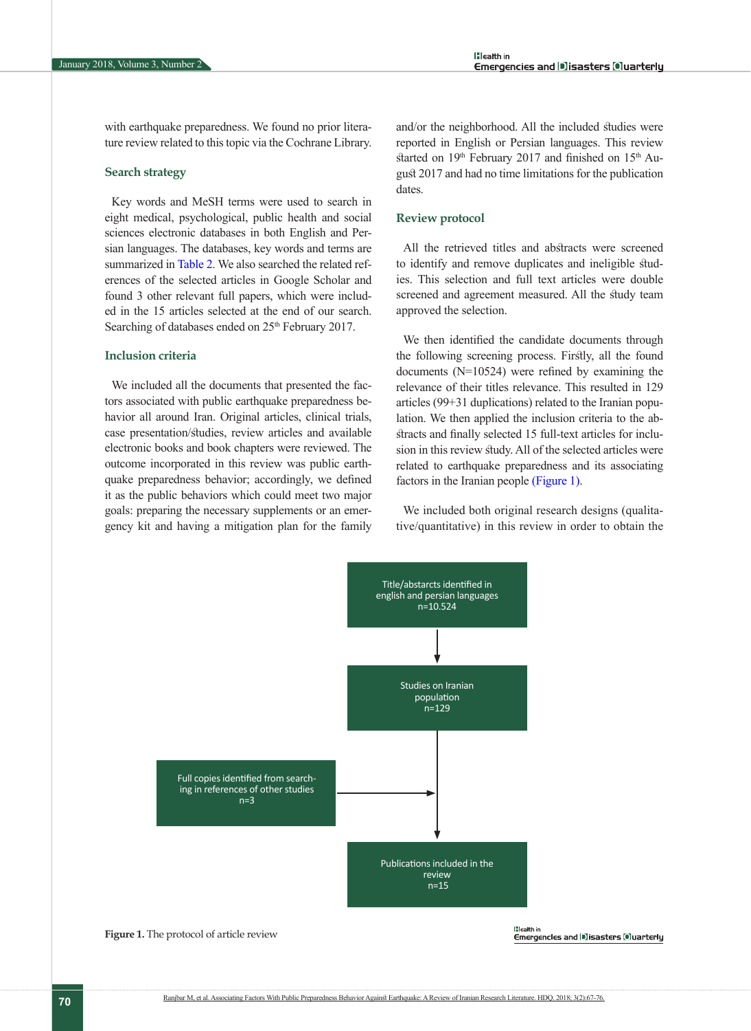with earthquake preparedness. We found no prior literature review related to this topic via the Cochrane Library.

### Search strategy

Key words and MeSH terms were used to search in eight medical, psychological, public health and social sciences electronic databases in both English and Persian languages. The databases, key words and terms are summarized in Table 2. We also searched the related references of the selected articles in Google Scholar and found 3 other relevant full papers, which were included in the 15 articles selected at the end of our search. Searching of databases ended on 25th February 2017.

### Inclusion criteria

We included all the documents that presented the factors associated with public earthquake preparedness behavior all around Iran. Original articles, clinical trials, case presentation/studies, review articles and available electronic books and book chapters were reviewed. The outcome incorporated in this review was public earthquake preparedness behavior; accordingly, we defined it as the public behaviors which could meet two major goals: preparing the necessary supplements or an emergency kit and having a mitigation plan for the family and/or the neighborhood. All the included studies were reported in English or Persian languages. This review started on 19th February 2017 and finished on 15th August 2017 and had no time limitations for the publication dates.

### Review protocol

All the retrieved titles and abstracts were screened to identify and remove duplicates and ineligible studies. This selection and full text articles were double screened and agreement measured. All the study team approved the selection.

We then identified the candidate documents through the following screening process. Firstly, all the found documents (N=10524) were refined by examining the relevance of their titles relevance. This resulted in 129 articles (99+31 duplications) related to the Iranian population. We then applied the inclusion criteria to the abstracts and finally selected 15 full-text articles for inclusion in this review study. All of the selected articles were related to earthquake preparedness and its associating factors in the Iranian people (Figure 1).

We included both original research designs (qualitative/quantitative) in this review in order to obtain the

Title/abstarcts identified in english and persian languages n=10.524

↓

Studies on Iranian population n=129

↓

Full copies identified from searching in references of other studies n=3 →

↓

Publications included in the review n=15

**Figure 1.** The protocol of article review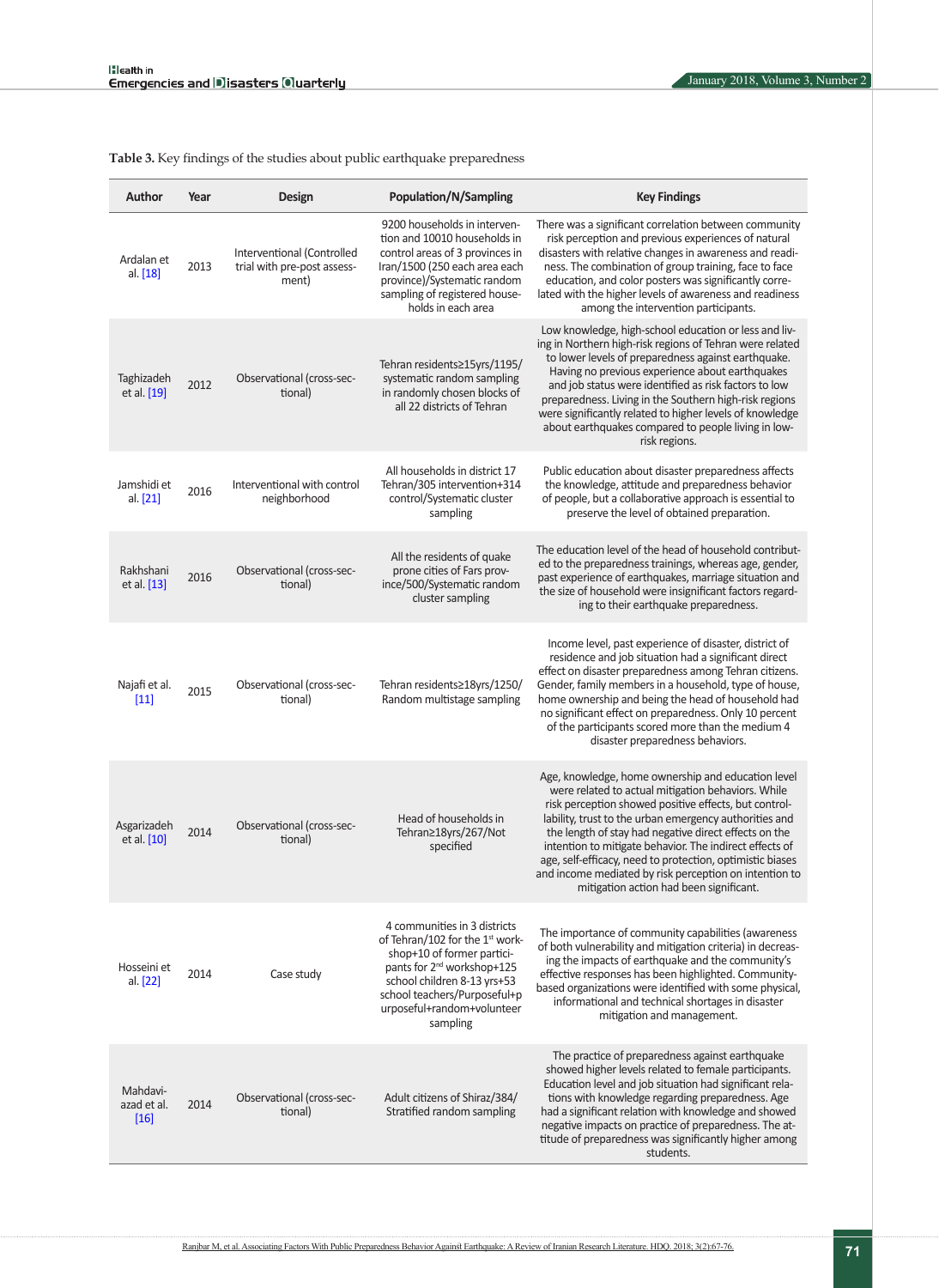**Table 3.** Key findings of the studies about public earthquake preparedness

| Author | Year | Design | Population/N/Sampling | Key Findings |
|---|---|---|---|---|
| Ardalan et al. [18] | 2013 | Interventional (Controlled trial with pre-post assessment) | 9200 households in intervention and 10010 households in control areas of 3 provinces in Iran/1500 (250 each area each province)/Systematic random sampling of registered households in each area | There was a significant correlation between community risk perception and previous experiences of natural disasters with relative changes in awareness and readiness. The combination of group training, face to face education, and color posters was significantly correlated with the higher levels of awareness and readiness among the intervention participants. |
| Taghizadeh et al. [19] | 2012 | Observational (cross-sectional) | Tehran residents≥15yrs/1195/systematic random sampling in randomly chosen blocks of all 22 districts of Tehran | Low knowledge, high-school education or less and living in Northern high-risk regions of Tehran were related to lower levels of preparedness against earthquake. Having no previous experience about earthquakes and job status were identified as risk factors to low preparedness. Living in the Southern high-risk regions were significantly related to higher levels of knowledge about earthquakes compared to people living in low-risk regions. |
| Jamshidi et al. [21] | 2016 | Interventional with control neighborhood | All households in district 17 Tehran/305 intervention+314 control/Systematic cluster sampling | Public education about disaster preparedness affects the knowledge, attitude and preparedness behavior of people, but a collaborative approach is essential to preserve the level of obtained preparation. |
| Rakhshani et al. [13] | 2016 | Observational (cross-sectional) | All the residents of quake prone cities of Fars province/500/Systematic random cluster sampling | The education level of the head of household contributed to the preparedness trainings, whereas age, gender, past experience of earthquakes, marriage situation and the size of household were insignificant factors regarding to their earthquake preparedness. |
| Najafi et al. [11] | 2015 | Observational (cross-sectional) | Tehran residents≥18yrs/1250/Random multistage sampling | Income level, past experience of disaster, district of residence and job situation had a significant direct effect on disaster preparedness among Tehran citizens. Gender, family members in a household, type of house, home ownership and being the head of household had no significant effect on preparedness. Only 10 percent of the participants scored more than the medium 4 disaster preparedness behaviors. |
| Asgarizadeh et al. [10] | 2014 | Observational (cross-sectional) | Head of households in Tehran≥18yrs/267/Not specified | Age, knowledge, home ownership and education level were related to actual mitigation behaviors. While risk perception showed positive effects, but controllability, trust to the urban emergency authorities and the length of stay had negative direct effects on the intention to mitigate behavior. The indirect effects of age, self-efficacy, need to protection, optimistic biases and income mediated by risk perception on intention to mitigation action had been significant. |
| Hosseini et al. [22] | 2014 | Case study | 4 communities in 3 districts of Tehran/102 for the 1st workshop+10 of former participants for 2nd workshop+125 school children 8-13 yrs+53 school teachers/Purposeful+purposeful+random+volunteer sampling | The importance of community capabilities (awareness of both vulnerability and mitigation criteria) in decreasing the impacts of earthquake and the community's effective responses has been highlighted. Community-based organizations were identified with some physical, informational and technical shortages in disaster mitigation and management. |
| Mahdavi-azad et al. [16] | 2014 | Observational (cross-sectional) | Adult citizens of Shiraz/384/Stratified random sampling | The practice of preparedness against earthquake showed higher levels related to female participants. Education level and job situation had significant relations with knowledge regarding preparedness. Age had a significant relation with knowledge and showed negative impacts on practice of preparedness. The attitude of preparedness was significantly higher among students. |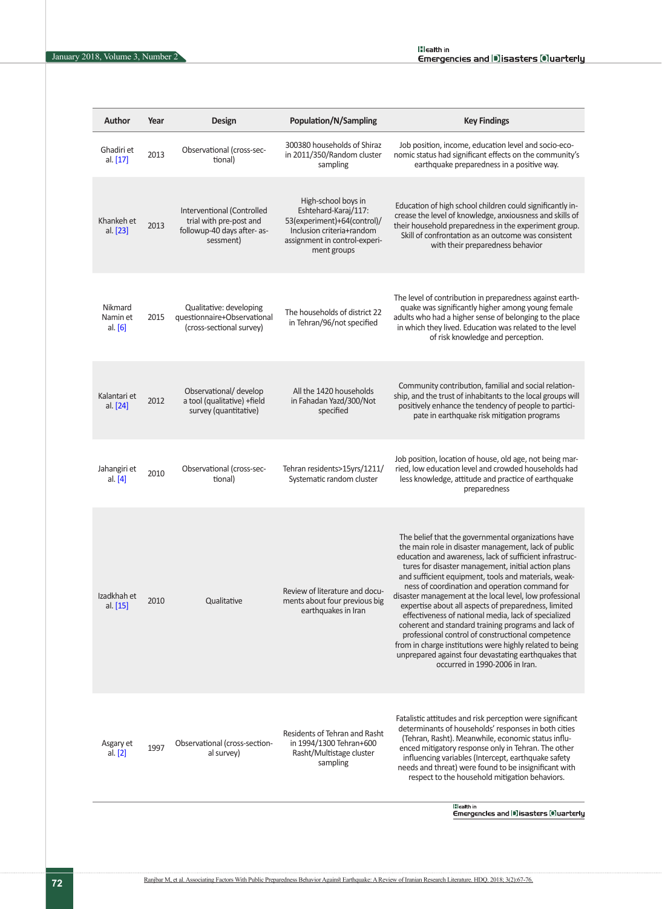| Author | Year | Design | Population/N/Sampling | Key Findings |
|---|---|---|---|---|
| Ghadiri et al. [17] | 2013 | Observational (cross-sectional) | 300380 households of Shiraz in 2011/350/Random cluster sampling | Job position, income, education level and socio-economic status had significant effects on the community's earthquake preparedness in a positive way. |
| Khankeh et al. [23] | 2013 | Interventional (Controlled trial with pre-post and followup-40 days after- assessment) | High-school boys in Eshtehard-Karaj/117: 53(experiment)+64(control)/ Inclusion criteria+random assignment in control-experiment groups | Education of high school children could significantly increase the level of knowledge, anxiousness and skills of their household preparedness in the experiment group. Skill of confrontation as an outcome was consistent with their preparedness behavior |
| Nikmard Namin et al. [6] | 2015 | Qualitative: developing questionnaire+Observational (cross-sectional survey) | The households of district 22 in Tehran/96/not specified | The level of contribution in preparedness against earthquake was significantly higher among young female adults who had a higher sense of belonging to the place in which they lived. Education was related to the level of risk knowledge and perception. |
| Kalantari et al. [24] | 2012 | Observational/ develop a tool (qualitative) +field survey (quantitative) | All the 1420 households in Fahadan Yazd/300/Not specified | Community contribution, familial and social relationship, and the trust of inhabitants to the local groups will positively enhance the tendency of people to participate in earthquake risk mitigation programs |
| Jahangiri et al. [4] | 2010 | Observational (cross-sectional) | Tehran residents>15yrs/1211/ Systematic random cluster | Job position, location of house, old age, not being married, low education level and crowded households had less knowledge, attitude and practice of earthquake preparedness |
| Izadkhah et al. [15] | 2010 | Qualitative | Review of literature and documents about four previous big earthquakes in Iran | The belief that the governmental organizations have the main role in disaster management, lack of public education and awareness, lack of sufficient infrastructures for disaster management, initial action plans and sufficient equipment, tools and materials, weakness of coordination and operation command for disaster management at the local level, low professional expertise about all aspects of preparedness, limited effectiveness of national media, lack of specialized coherent and standard training programs and lack of professional control of constructional competence from in charge institutions were highly related to being unprepared against four devastating earthquakes that occurred in 1990-2006 in Iran. |
| Asgary et al. [2] | 1997 | Observational (cross-sectional survey) | Residents of Tehran and Rasht in 1994/1300 Tehran+600 Rasht/Multistage cluster sampling | Fatalistic attitudes and risk perception were significant determinants of households' responses in both cities (Tehran, Rasht). Meanwhile, economic status influenced mitigatory response only in Tehran. The other influencing variables (Intercept, earthquake safety needs and threat) were found to be insignificant with respect to the household mitigation behaviors. |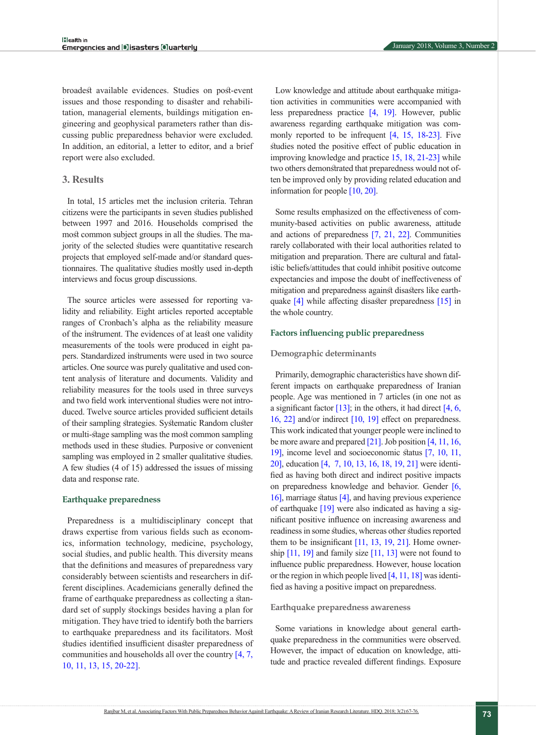broadest available evidences. Studies on post-event issues and those responding to disaster and rehabilitation, managerial elements, buildings mitigation engineering and geophysical parameters rather than discussing public preparedness behavior were excluded. In addition, an editorial, a letter to editor, and a brief report were also excluded.

## 3. Results

In total, 15 articles met the inclusion criteria. Tehran citizens were the participants in seven studies published between 1997 and 2016. Households comprised the most common subject groups in all the studies. The majority of the selected studies were quantitative research projects that employed self-made and/or standard questionnaires. The qualitative studies mostly used in-depth interviews and focus group discussions.

The source articles were assessed for reporting validity and reliability. Eight articles reported acceptable ranges of Cronbach's alpha as the reliability measure of the instrument. The evidences of at least one validity measurements of the tools were produced in eight papers. Standardized instruments were used in two source articles. One source was purely qualitative and used content analysis of literature and documents. Validity and reliability measures for the tools used in three surveys and two field work interventional studies were not introduced. Twelve source articles provided sufficient details of their sampling strategies. Systematic Random cluster or multi-stage sampling was the most common sampling methods used in these studies. Purposive or convenient sampling was employed in 2 smaller qualitative studies. A few studies (4 of 15) addressed the issues of missing data and response rate.

### Earthquake preparedness

Preparedness is a multidisciplinary concept that draws expertise from various fields such as economics, information technology, medicine, psychology, social studies, and public health. This diversity means that the definitions and measures of preparedness vary considerably between scientists and researchers in different disciplines. Academicians generally defined the frame of earthquake preparedness as collecting a standard set of supply stockings besides having a plan for mitigation. They have tried to identify both the barriers to earthquake preparedness and its facilitators. Most studies identified insufficient disaster preparedness of communities and households all over the country [4, 7, 10, 11, 13, 15, 20-22].

Low knowledge and attitude about earthquake mitigation activities in communities were accompanied with less preparedness practice [4, 19]. However, public awareness regarding earthquake mitigation was commonly reported to be infrequent [4, 15, 18-23]. Five studies noted the positive effect of public education in improving knowledge and practice 15, 18, 21-23] while two others demonstrated that preparedness would not often be improved only by providing related education and information for people [10, 20].

Some results emphasized on the effectiveness of community-based activities on public awareness, attitude and actions of preparedness [7, 21, 22]. Communities rarely collaborated with their local authorities related to mitigation and preparation. There are cultural and fatalistic beliefs/attitudes that could inhibit positive outcome expectancies and impose the doubt of ineffectiveness of mitigation and preparedness against disasters like earthquake [4] while affecting disaster preparedness [15] in the whole country.

### Factors influencing public preparedness

#### Demographic determinants

Primarily, demographic characteristics have shown different impacts on earthquake preparedness of Iranian people. Age was mentioned in 7 articles (in one not as a significant factor [13]; in the others, it had direct [4, 6, 16, 22] and/or indirect [10, 19] effect on preparedness. This work indicated that younger people were inclined to be more aware and prepared [21]. Job position [4, 11, 16, 19], income level and socioeconomic status [7, 10, 11, 20], education [4, 7, 10, 13, 16, 18, 19, 21] were identified as having both direct and indirect positive impacts on preparedness knowledge and behavior. Gender [6, 16], marriage status [4], and having previous experience of earthquake [19] were also indicated as having a significant positive influence on increasing awareness and readiness in some studies, whereas other studies reported them to be insignificant [11, 13, 19, 21]. Home ownership [11, 19] and family size [11, 13] were not found to influence public preparedness. However, house location or the region in which people lived [4, 11, 18] was identified as having a positive impact on preparedness.

#### Earthquake preparedness awareness

Some variations in knowledge about general earthquake preparedness in the communities were observed. However, the impact of education on knowledge, attitude and practice revealed different findings. Exposure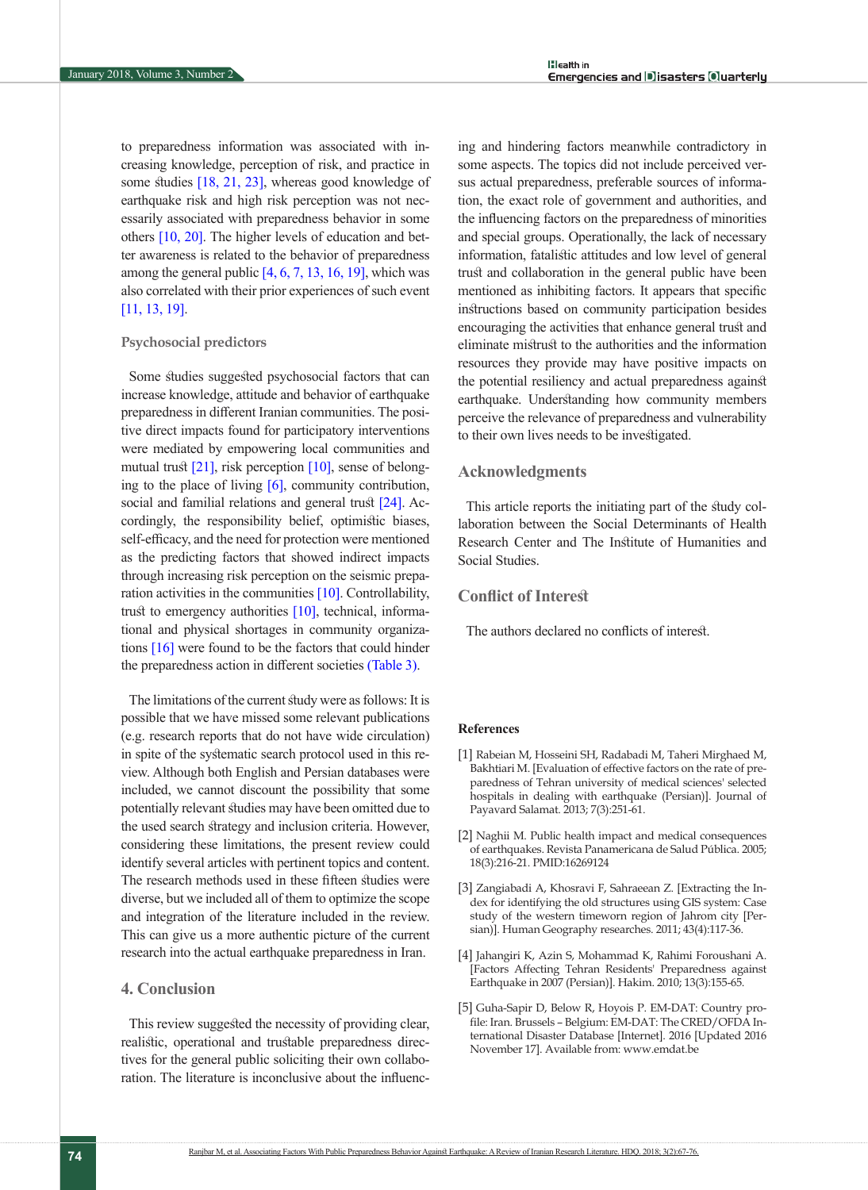to preparedness information was associated with increasing knowledge, perception of risk, and practice in some studies [18, 21, 23], whereas good knowledge of earthquake risk and high risk perception was not necessarily associated with preparedness behavior in some others [10, 20]. The higher levels of education and better awareness is related to the behavior of preparedness among the general public [4, 6, 7, 13, 16, 19], which was also correlated with their prior experiences of such event [11, 13, 19].

### Psychosocial predictors

Some studies suggested psychosocial factors that can increase knowledge, attitude and behavior of earthquake preparedness in different Iranian communities. The positive direct impacts found for participatory interventions were mediated by empowering local communities and mutual trust [21], risk perception [10], sense of belonging to the place of living [6], community contribution, social and familial relations and general trust [24]. Accordingly, the responsibility belief, optimistic biases, self-efficacy, and the need for protection were mentioned as the predicting factors that showed indirect impacts through increasing risk perception on the seismic preparation activities in the communities [10]. Controllability, trust to emergency authorities [10], technical, informational and physical shortages in community organizations [16] were found to be the factors that could hinder the preparedness action in different societies (Table 3).

The limitations of the current study were as follows: It is possible that we have missed some relevant publications (e.g. research reports that do not have wide circulation) in spite of the systematic search protocol used in this review. Although both English and Persian databases were included, we cannot discount the possibility that some potentially relevant studies may have been omitted due to the used search strategy and inclusion criteria. However, considering these limitations, the present review could identify several articles with pertinent topics and content. The research methods used in these fifteen studies were diverse, but we included all of them to optimize the scope and integration of the literature included in the review. This can give us a more authentic picture of the current research into the actual earthquake preparedness in Iran.

## 4. Conclusion

This review suggested the necessity of providing clear, realistic, operational and trustable preparedness directives for the general public soliciting their own collaboration. The literature is inconclusive about the influencing and hindering factors meanwhile contradictory in some aspects. The topics did not include perceived versus actual preparedness, preferable sources of information, the exact role of government and authorities, and the influencing factors on the preparedness of minorities and special groups. Operationally, the lack of necessary information, fatalistic attitudes and low level of general trust and collaboration in the general public have been mentioned as inhibiting factors. It appears that specific instructions based on community participation besides encouraging the activities that enhance general trust and eliminate mistrust to the authorities and the information resources they provide may have positive impacts on the potential resiliency and actual preparedness against earthquake. Understanding how community members perceive the relevance of preparedness and vulnerability to their own lives needs to be investigated.

## Acknowledgments

This article reports the initiating part of the study collaboration between the Social Determinants of Health Research Center and The Institute of Humanities and Social Studies.

## Conflict of Interest

The authors declared no conflicts of interest.

## References

[1] Rabeian M, Hosseini SH, Radabadi M, Taheri Mirghaed M, Bakhtiari M. [Evaluation of effective factors on the rate of preparedness of Tehran university of medical sciences' selected hospitals in dealing with earthquake (Persian)]. Journal of Payavard Salamat. 2013; 7(3):251-61.

[2] Naghii M. Public health impact and medical consequences of earthquakes. Revista Panamericana de Salud Pública. 2005; 18(3):216-21. PMID:16269124

[3] Zangiabadi A, Khosravi F, Sahraeean Z. [Extracting the Index for identifying the old structures using GIS system: Case study of the western timeworn region of Jahrom city [Persian)]. Human Geography researches. 2011; 43(4):117-36.

[4] Jahangiri K, Azin S, Mohammad K, Rahimi Foroushani A. [Factors Affecting Tehran Residents' Preparedness against Earthquake in 2007 (Persian)]. Hakim. 2010; 13(3):155-65.

[5] Guha-Sapir D, Below R, Hoyois P. EM-DAT: Country profile: Iran. Brussels – Belgium: EM-DAT: The CRED/OFDA International Disaster Database [Internet]. 2016 [Updated 2016 November 17]. Available from: www.emdat.be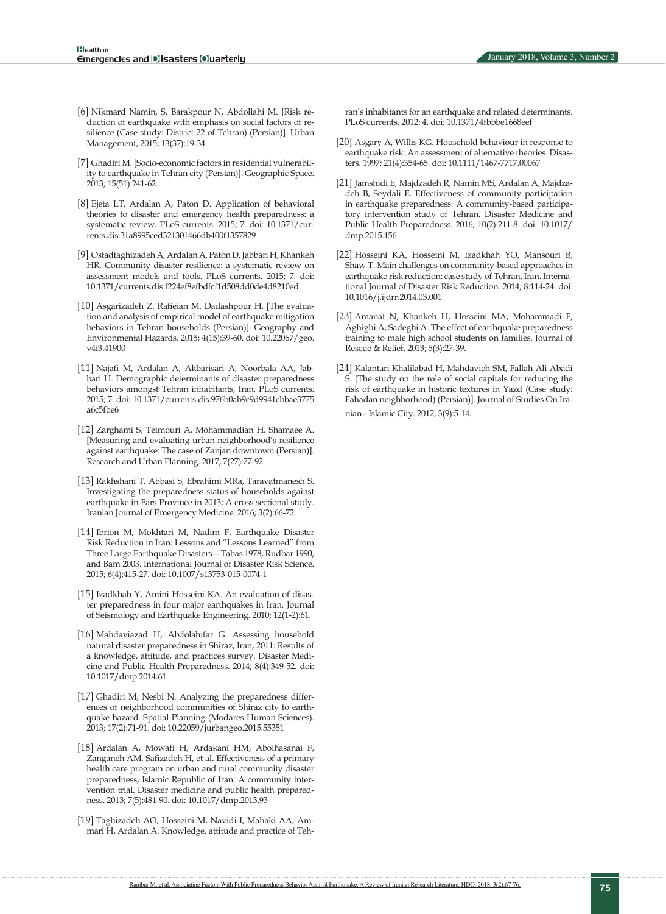[6] Nikmard Namin, S, Barakpour N, Abdollahi M. [Risk reduction of earthquake with emphasis on social factors of resilience (Case study: District 22 of Tehran) (Persian)]. Urban Management, 2015; 13(37):19-34.

[7] Ghadiri M. [Socio-economic factors in residential vulnerability to earthquake in Tehran city (Persian)]. Geographic Space. 2013; 15(51):241-62.

[8] Ejeta LT, Ardalan A, Paton D. Application of behavioral theories to disaster and emergency health preparedness: a systematic review. PLoS currents. 2015; 7. doi: 10.1371/currents.dis.31a8995ced321301466db400f1357829

[9] Ostadtaghizadeh A, Ardalan A, Paton D, Jabbari H, Khankeh HR. Community disaster resilience: a systematic review on assessment models and tools. PLoS currents. 2015; 7. doi: 10.1371/currents.dis.f224ef8efbdfcf1d508dd0de4d8210ed

[10] Asgarizadeh Z, Rafieian M, Dadashpour H. [The evaluation and analysis of empirical model of earthquake mitigation behaviors in Tehran households (Persian)]. Geography and Environmental Hazards. 2015; 4(15):39-60. doi: 10.22067/geo.v4i3.41900

[11] Najafi M, Ardalan A, Akbarisari A, Noorbala AA, Jabbari H. Demographic determinants of disaster preparedness behaviors amongst Tehran inhabitants, Iran. PLoS currents. 2015; 7. doi: 10.1371/currents.dis.976b0ab9c9d9941cbbae3775a6c5fbe6

[12] Zarghami S, Teimouri A, Mohammadian H, Shamaee A. [Measuring and evaluating urban neighborhood's resilience against earthquake: The case of Zanjan downtown (Persian)]. Research and Urban Planning. 2017; 7(27):77-92.

[13] Rakhshani T, Abbasi S, Ebrahimi MRa, Taravatmanesh S. Investigating the preparedness status of households against earthquake in Fars Province in 2013; A cross sectional study. Iranian Journal of Emergency Medicine. 2016; 3(2):66-72.

[14] Ibrion M, Mokhtari M, Nadim F. Earthquake Disaster Risk Reduction in Iran: Lessons and "Lessons Learned" from Three Large Earthquake Disasters—Tabas 1978, Rudbar 1990, and Bam 2003. International Journal of Disaster Risk Science. 2015; 6(4):415-27. doi: 10.1007/s13753-015-0074-1

[15] Izadkhah Y, Amini Hosseini KA. An evaluation of disaster preparedness in four major earthquakes in Iran. Journal of Seismology and Earthquake Engineering. 2010; 12(1-2):61.

[16] Mahdaviazad H, Abdolahifar G. Assessing household natural disaster preparedness in Shiraz, Iran, 2011: Results of a knowledge, attitude, and practices survey. Disaster Medicine and Public Health Preparedness. 2014; 8(4):349-52. doi: 10.1017/dmp.2014.61

[17] Ghadiri M, Nesbi N. Analyzing the preparedness differences of neighborhood communities of Shiraz city to earthquake hazard. Spatial Planning (Modares Human Sciences). 2013; 17(2):71-91. doi: 10.22059/jurbangeo.2015.55351

[18] Ardalan A, Mowafi H, Ardakani HM, Abolhasanai F, Zanganeh AM, Safizadeh H, et al. Effectiveness of a primary health care program on urban and rural community disaster preparedness, Islamic Republic of Iran: A community intervention trial. Disaster medicine and public health preparedness. 2013; 7(5):481-90. doi: 10.1017/dmp.2013.93

[19] Taghizadeh AO, Hosseini M, Navidi I, Mahaki AA, Ammari H, Ardalan A. Knowledge, attitude and practice of Tehran's inhabitants for an earthquake and related determinants. PLoS currents. 2012; 4. doi: 10.1371/4fbbbe1668eef

[20] Asgary A, Willis KG. Household behaviour in response to earthquake risk: An assessment of alternative theories. Disasters. 1997; 21(4):354-65. doi: 10.1111/1467-7717.00067

[21] Jamshidi E, Majdzadeh R, Namin MS, Ardalan A, Majdzadeh B, Seydali E. Effectiveness of community participation in earthquake preparedness: A community-based participatory intervention study of Tehran. Disaster Medicine and Public Health Preparedness. 2016; 10(2):211-8. doi: 10.1017/dmp.2015.156

[22] Hosseini KA, Hosseini M, Izadkhah YO, Mansouri B, Shaw T. Main challenges on community-based approaches in earthquake risk reduction: case study of Tehran, Iran. International Journal of Disaster Risk Reduction. 2014; 8:114-24. doi: 10.1016/j.ijdrr.2014.03.001

[23] Amanat N, Khankeh H, Hosseini MA, Mohammadi F, Aghighi A, Sadeghi A. The effect of earthquake preparedness training to male high school students on families. Journal of Rescue & Relief. 2013; 5(3):27-39.

[24] Kalantari Khalilabad H, Mahdavieh SM, Fallah Ali Abadi S. [The study on the role of social capitals for reducing the risk of earthquake in historic textures in Yazd (Case study: Fahadan neighborhood) (Persian)]. Journal of Studies On Iranian - Islamic City. 2012; 3(9):5-14.